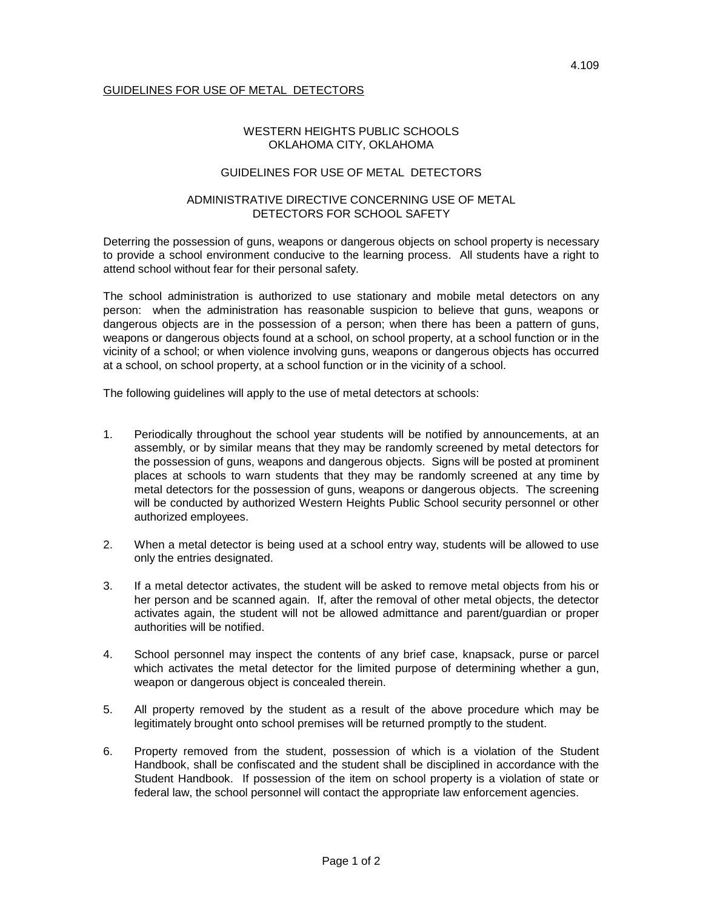4.109

GUIDELINES FOR USE OF METAL DETECTORS

## WESTERN HEIGHTS PUBLIC SCHOOLS
## OKLAHOMA CITY, OKLAHOMA

## GUIDELINES FOR USE OF METAL DETECTORS

## ADMINISTRATIVE DIRECTIVE CONCERNING USE OF METAL DETECTORS FOR SCHOOL SAFETY

Deterring the possession of guns, weapons or dangerous objects on school property is necessary to provide a school environment conducive to the learning process. All students have a right to attend school without fear for their personal safety.

The school administration is authorized to use stationary and mobile metal detectors on any person: when the administration has reasonable suspicion to believe that guns, weapons or dangerous objects are in the possession of a person; when there has been a pattern of guns, weapons or dangerous objects found at a school, on school property, at a school function or in the vicinity of a school; or when violence involving guns, weapons or dangerous objects has occurred at a school, on school property, at a school function or in the vicinity of a school.

The following guidelines will apply to the use of metal detectors at schools:

1. Periodically throughout the school year students will be notified by announcements, at an assembly, or by similar means that they may be randomly screened by metal detectors for the possession of guns, weapons and dangerous objects. Signs will be posted at prominent places at schools to warn students that they may be randomly screened at any time by metal detectors for the possession of guns, weapons or dangerous objects. The screening will be conducted by authorized Western Heights Public School security personnel or other authorized employees.

2. When a metal detector is being used at a school entry way, students will be allowed to use only the entries designated.

3. If a metal detector activates, the student will be asked to remove metal objects from his or her person and be scanned again. If, after the removal of other metal objects, the detector activates again, the student will not be allowed admittance and parent/guardian or proper authorities will be notified.

4. School personnel may inspect the contents of any brief case, knapsack, purse or parcel which activates the metal detector for the limited purpose of determining whether a gun, weapon or dangerous object is concealed therein.

5. All property removed by the student as a result of the above procedure which may be legitimately brought onto school premises will be returned promptly to the student.

6. Property removed from the student, possession of which is a violation of the Student Handbook, shall be confiscated and the student shall be disciplined in accordance with the Student Handbook. If possession of the item on school property is a violation of state or federal law, the school personnel will contact the appropriate law enforcement agencies.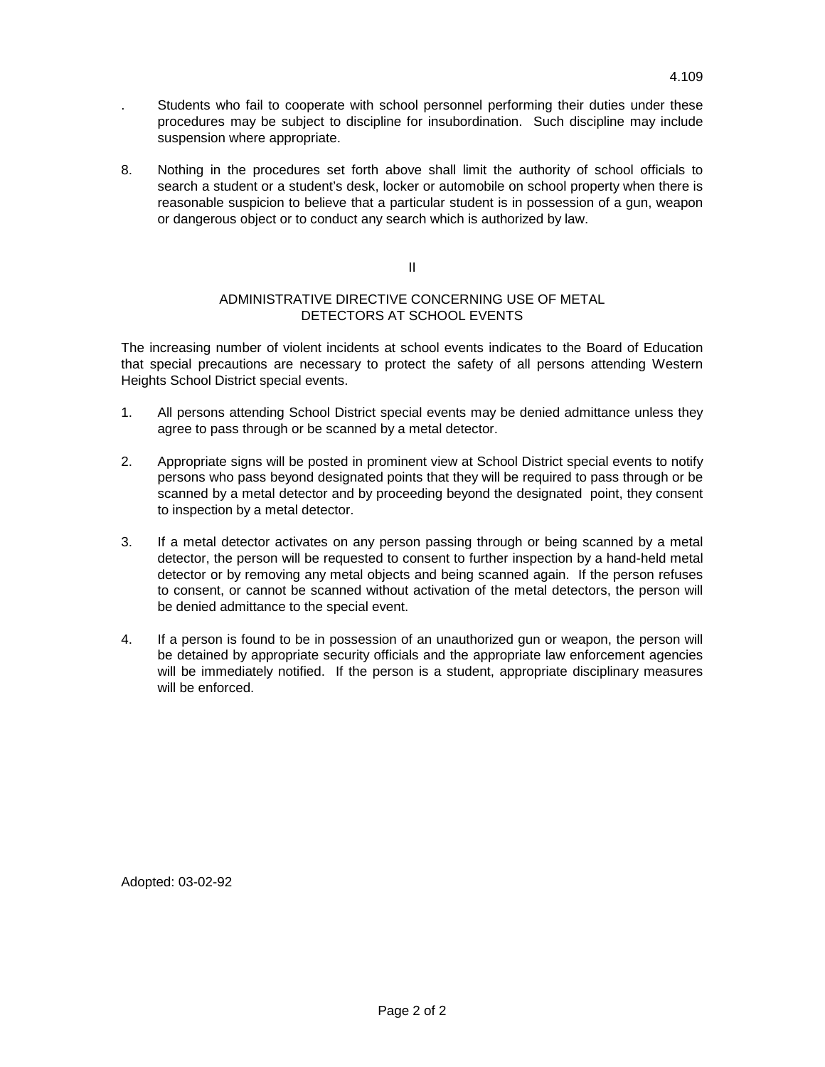. Students who fail to cooperate with school personnel performing their duties under these procedures may be subject to discipline for insubordination. Such discipline may include suspension where appropriate.

8. Nothing in the procedures set forth above shall limit the authority of school officials to search a student or a student's desk, locker or automobile on school property when there is reasonable suspicion to believe that a particular student is in possession of a gun, weapon or dangerous object or to conduct any search which is authorized by law.

II

## ADMINISTRATIVE DIRECTIVE CONCERNING USE OF METAL DETECTORS AT SCHOOL EVENTS

The increasing number of violent incidents at school events indicates to the Board of Education that special precautions are necessary to protect the safety of all persons attending Western Heights School District special events.

1. All persons attending School District special events may be denied admittance unless they agree to pass through or be scanned by a metal detector.

2. Appropriate signs will be posted in prominent view at School District special events to notify persons who pass beyond designated points that they will be required to pass through or be scanned by a metal detector and by proceeding beyond the designated point, they consent to inspection by a metal detector.

3. If a metal detector activates on any person passing through or being scanned by a metal detector, the person will be requested to consent to further inspection by a hand-held metal detector or by removing any metal objects and being scanned again. If the person refuses to consent, or cannot be scanned without activation of the metal detectors, the person will be denied admittance to the special event.

4. If a person is found to be in possession of an unauthorized gun or weapon, the person will be detained by appropriate security officials and the appropriate law enforcement agencies will be immediately notified. If the person is a student, appropriate disciplinary measures will be enforced.

Adopted: 03-02-92